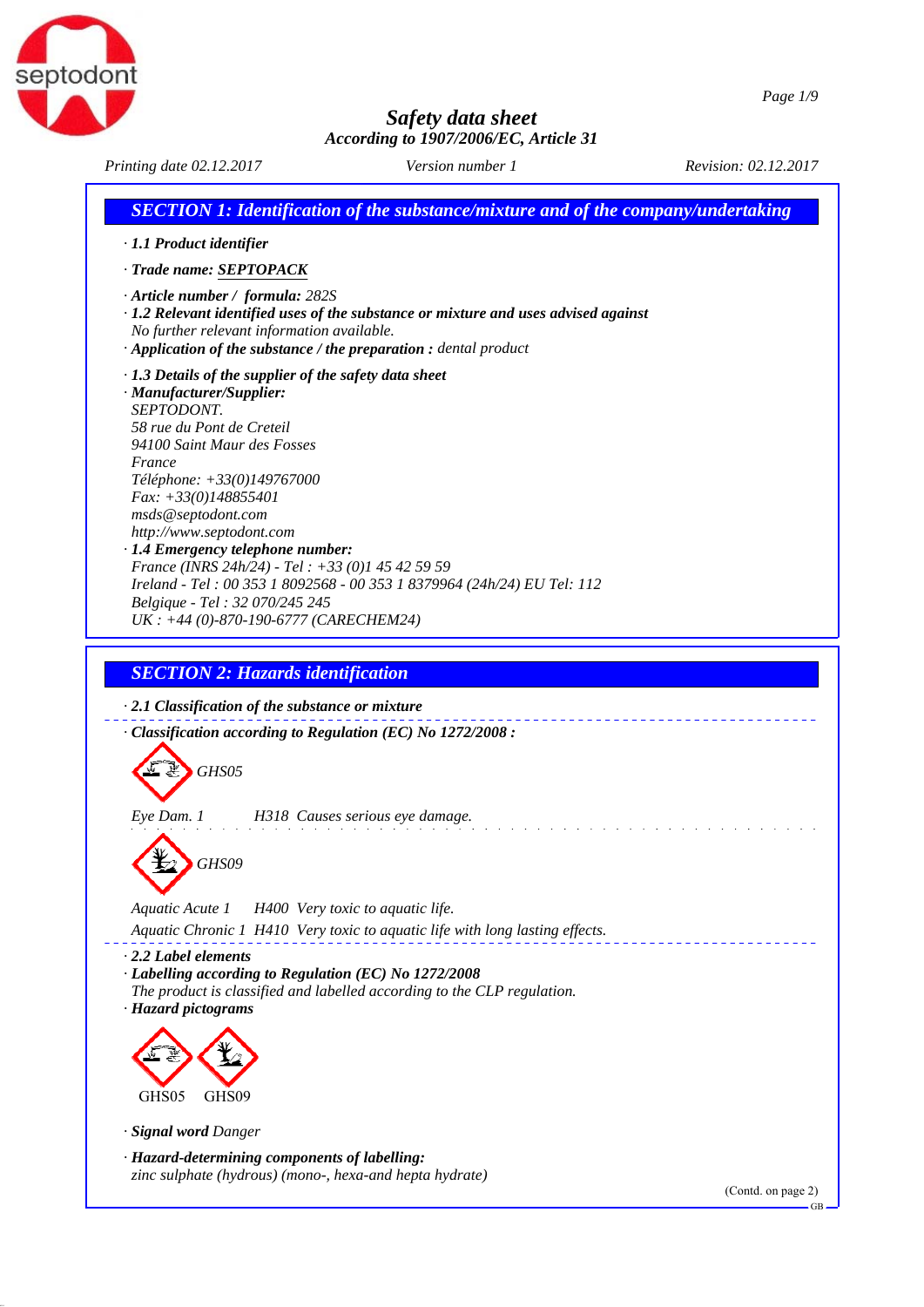# Safety data sheet

According to 1907/2006/EC, Article 31

Printing date 02.12.2017 | Version number 1 | Revision: 02.12.2017

## SECTION 1: Identification of the substance/mixture and of the company/undertaking

· **1.1 Product identifier**

· **Trade name: SEPTOPACK**

· **Article number / formula:** 282S

· **1.2 Relevant identified uses of the substance or mixture and uses advised against**
No further relevant information available.

· **Application of the substance / the preparation :** dental product

· **1.3 Details of the supplier of the safety data sheet**

· **Manufacturer/Supplier:**
SEPTODONT.
58 rue du Pont de Creteil
94100 Saint Maur des Fosses
France
Téléphone: +33(0)149767000
Fax: +33(0)148855401
msds@septodont.com
http://www.septodont.com

· **1.4 Emergency telephone number:**
France (INRS 24h/24) - Tel : +33 (0)1 45 42 59 59
Ireland - Tel : 00 353 1 8092568 - 00 353 1 8379964 (24h/24) EU Tel: 112
Belgique - Tel : 32 070/245 245
UK : +44 (0)-870-190-6777 (CARECHEM24)

## SECTION 2: Hazards identification

· **2.1 Classification of the substance or mixture**

· **Classification according to Regulation (EC) No 1272/2008 :**

GHS05

Eye Dam. 1 H318 Causes serious eye damage.

GHS09

Aquatic Acute 1 H400 Very toxic to aquatic life.
Aquatic Chronic 1 H410 Very toxic to aquatic life with long lasting effects.

· **2.2 Label elements**

· **Labelling according to Regulation (EC) No 1272/2008**
The product is classified and labelled according to the CLP regulation.

· **Hazard pictograms**

GHS05 GHS09

· **Signal word** Danger

· **Hazard-determining components of labelling:**
zinc sulphate (hydrous) (mono-, hexa-and hepta hydrate)

(Contd. on page 2)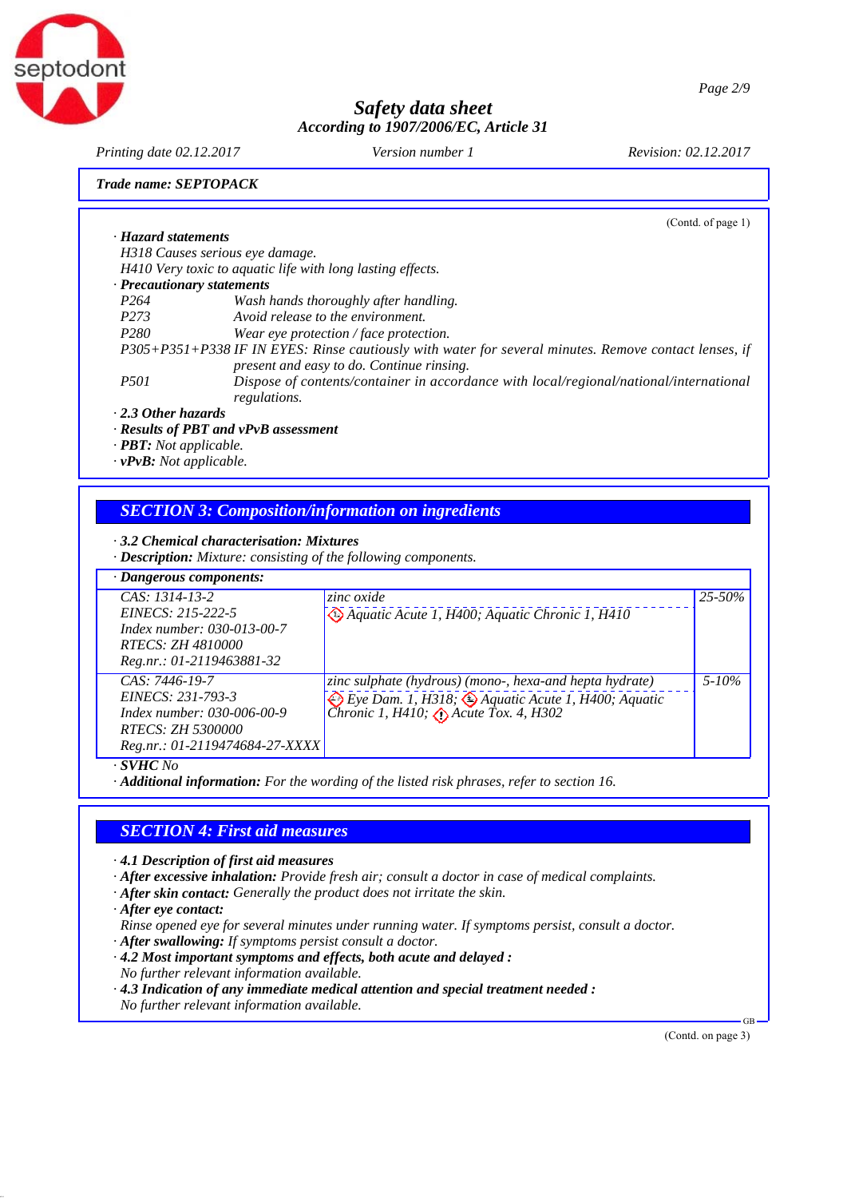**Safety data sheet**
*According to 1907/2006/EC, Article 31*

Printing date 02.12.2017 | Version number 1 | Revision: 02.12.2017

**Trade name: SEPTOPACK**

(Contd. of page 1)

· **Hazard statements**
H318 Causes serious eye damage.
H410 Very toxic to aquatic life with long lasting effects.

· **Precautionary statements**

| | |
|---|---|
| P264 | Wash hands thoroughly after handling. |
| P273 | Avoid release to the environment. |
| P280 | Wear eye protection / face protection. |
| P305+P351+P338 | IF IN EYES: Rinse cautiously with water for several minutes. Remove contact lenses, if present and easy to do. Continue rinsing. |
| P501 | Dispose of contents/container in accordance with local/regional/national/international regulations. |

· **2.3 Other hazards**
· **Results of PBT and vPvB assessment**
· **PBT:** Not applicable.
· **vPvB:** Not applicable.

## SECTION 3: Composition/information on ingredients

· **3.2 Chemical characterisation: Mixtures**
· **Description:** Mixture: consisting of the following components.

· **Dangerous components:**

| | | |
|---|---|---|
| CAS: 1314-13-2<br>EINECS: 215-222-5<br>Index number: 030-013-00-7<br>RTECS: ZH 4810000<br>Reg.nr.: 01-2119463881-32 | zinc oxide<br>Aquatic Acute 1, H400; Aquatic Chronic 1, H410 | 25-50% |
| CAS: 7446-19-7<br>EINECS: 231-793-3<br>Index number: 030-006-00-9<br>RTECS: ZH 5300000<br>Reg.nr.: 01-2119474684-27-XXXX | zinc sulphate (hydrous) (mono-, hexa-and hepta hydrate)<br>Eye Dam. 1, H318; Aquatic Acute 1, H400; Aquatic Chronic 1, H410; Acute Tox. 4, H302 | 5-10% |

· **SVHC** No
· **Additional information:** For the wording of the listed risk phrases, refer to section 16.

## SECTION 4: First aid measures

· **4.1 Description of first aid measures**
· **After excessive inhalation:** Provide fresh air; consult a doctor in case of medical complaints.
· **After skin contact:** Generally the product does not irritate the skin.
· **After eye contact:**
Rinse opened eye for several minutes under running water. If symptoms persist, consult a doctor.
· **After swallowing:** If symptoms persist consult a doctor.
· **4.2 Most important symptoms and effects, both acute and delayed :**
No further relevant information available.
· **4.3 Indication of any immediate medical attention and special treatment needed :**
No further relevant information available.

(Contd. on page 3)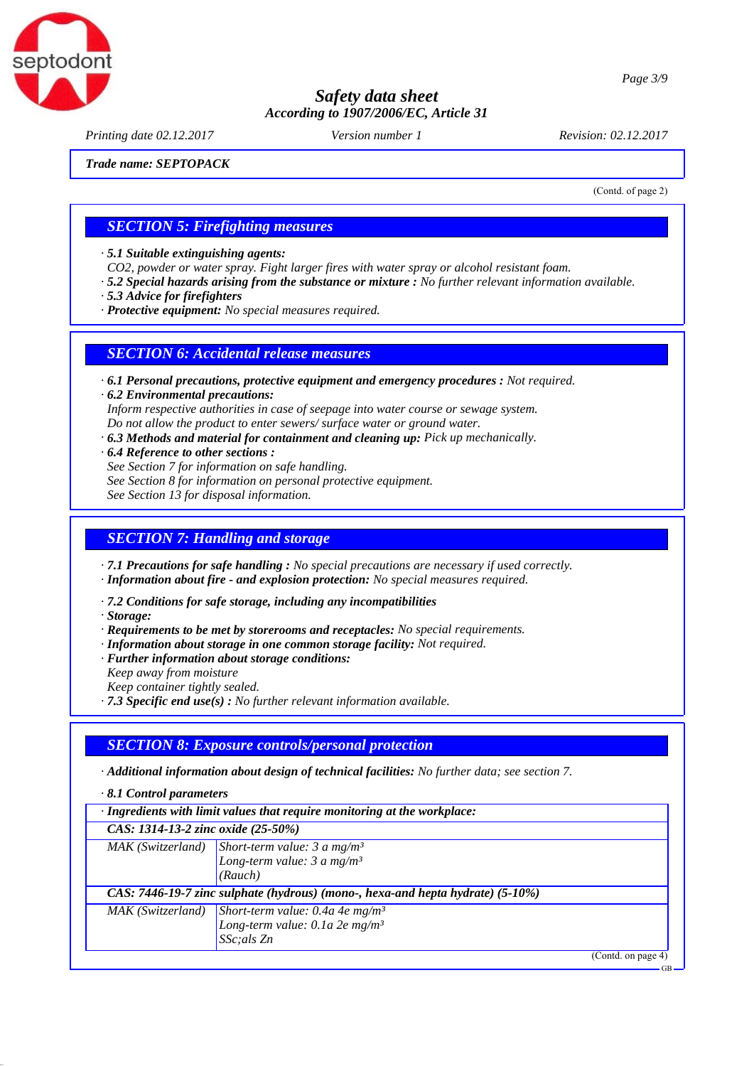**Trade name: SEPTOPACK**

(Contd. of page 2)

## SECTION 5: Firefighting measures

· **5.1 Suitable extinguishing agents:**
*CO2, powder or water spray. Fight larger fires with water spray or alcohol resistant foam.*
· **5.2 Special hazards arising from the substance or mixture :** *No further relevant information available.*
· **5.3 Advice for firefighters**
· **Protective equipment:** *No special measures required.*

## SECTION 6: Accidental release measures

· **6.1 Personal precautions, protective equipment and emergency procedures :** *Not required.*
· **6.2 Environmental precautions:**
*Inform respective authorities in case of seepage into water course or sewage system.*
*Do not allow the product to enter sewers/ surface water or ground water.*
· **6.3 Methods and material for containment and cleaning up:** *Pick up mechanically.*
· **6.4 Reference to other sections :**
*See Section 7 for information on safe handling.*
*See Section 8 for information on personal protective equipment.*
*See Section 13 for disposal information.*

## SECTION 7: Handling and storage

· **7.1 Precautions for safe handling :** *No special precautions are necessary if used correctly.*
· **Information about fire - and explosion protection:** *No special measures required.*

· **7.2 Conditions for safe storage, including any incompatibilities**
· **Storage:**
· **Requirements to be met by storerooms and receptacles:** *No special requirements.*
· **Information about storage in one common storage facility:** *Not required.*
· **Further information about storage conditions:**
*Keep away from moisture*
*Keep container tightly sealed.*
· **7.3 Specific end use(s) :** *No further relevant information available.*

## SECTION 8: Exposure controls/personal protection

· **Additional information about design of technical facilities:** *No further data; see section 7.*

· **8.1 Control parameters**

| · **Ingredients with limit values that require monitoring at the workplace:** | |
|---|---|
| **CAS: 1314-13-2 zinc oxide (25-50%)** | |
| *MAK (Switzerland)* | *Short-term value: 3 a mg/m³*<br>*Long-term value: 3 a mg/m³*<br>*(Rauch)* |
| **CAS: 7446-19-7 zinc sulphate (hydrous) (mono-, hexa-and hepta hydrate) (5-10%)** | |
| *MAK (Switzerland)* | *Short-term value: 0.4a 4e mg/m³*<br>*Long-term value: 0.1a 2e mg/m³*<br>*SSc;als Zn* |

(Contd. on page 4)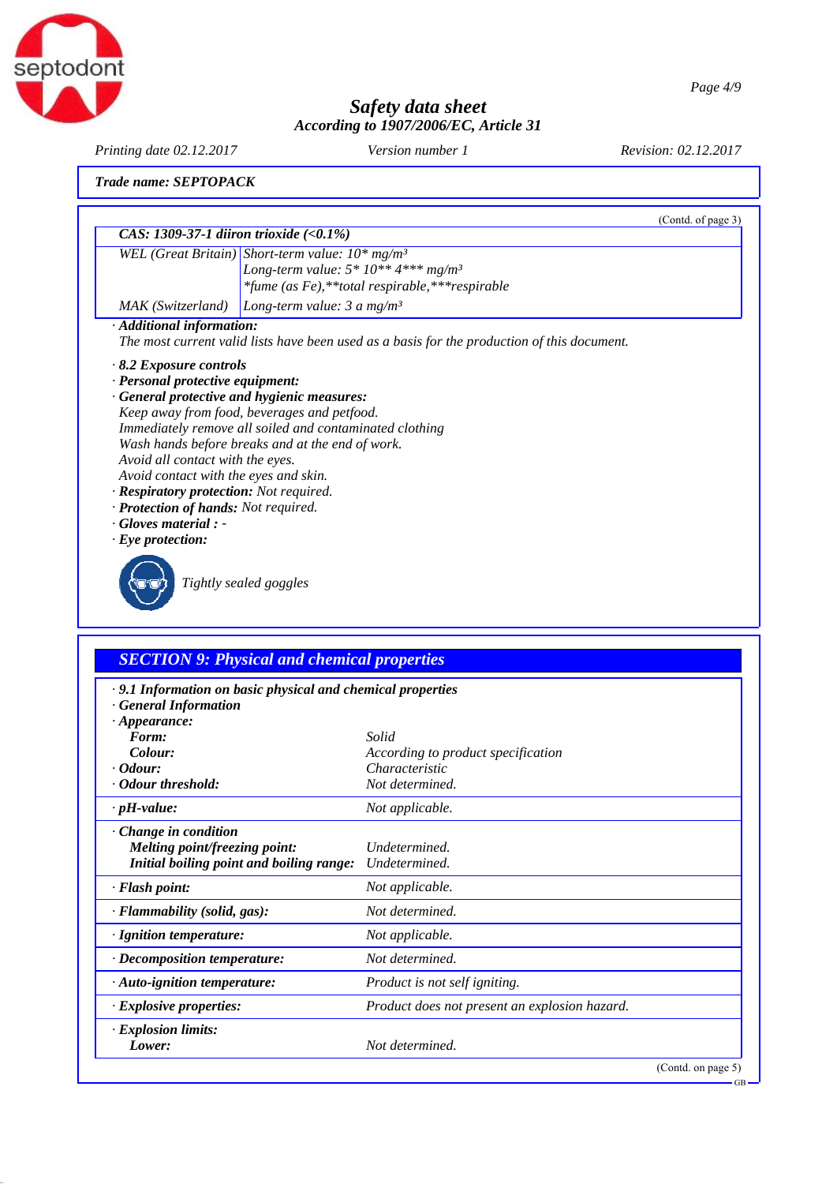*Safety data sheet*

*According to 1907/2006/EC, Article 31*

*Printing date 02.12.2017* *Version number 1* *Revision: 02.12.2017*

***Trade name: SEPTOPACK***

(Contd. of page 3)

| ***CAS: 1309-37-1 diiron trioxide (<0.1%)*** | |
|---|---|
| *WEL (Great Britain)* | *Short-term value: 10\* mg/m³* *Long-term value: 5\* 10\*\* 4\*\*\* mg/m³* *\*fume (as Fe),\*\*total respirable,\*\*\*respirable* |
| *MAK (Switzerland)* | *Long-term value: 3 a mg/m³* |

· ***Additional information:***
*The most current valid lists have been used as a basis for the production of this document.*

· ***8.2 Exposure controls***
· ***Personal protective equipment:***
· ***General protective and hygienic measures:***
*Keep away from food, beverages and petfood.*
*Immediately remove all soiled and contaminated clothing*
*Wash hands before breaks and at the end of work.*
*Avoid all contact with the eyes.*
*Avoid contact with the eyes and skin.*
· ***Respiratory protection:*** *Not required.*
· ***Protection of hands:*** *Not required.*
· ***Gloves material :*** *-*
· ***Eye protection:***

*Tightly sealed goggles*

## *SECTION 9: Physical and chemical properties*

| | |
|---|---|
| · ***9.1 Information on basic physical and chemical properties*** | |
| · ***General Information*** | |
| · ***Appearance:*** | |
| ***Form:*** | *Solid* |
| ***Colour:*** | *According to product specification* |
| · ***Odour:*** | *Characteristic* |
| · ***Odour threshold:*** | *Not determined.* |
| · ***pH-value:*** | *Not applicable.* |
| · ***Change in condition*** | |
| ***Melting point/freezing point:*** | *Undetermined.* |
| ***Initial boiling point and boiling range:*** | *Undetermined.* |
| · ***Flash point:*** | *Not applicable.* |
| · ***Flammability (solid, gas):*** | *Not determined.* |
| · ***Ignition temperature:*** | *Not applicable.* |
| · ***Decomposition temperature:*** | *Not determined.* |
| · ***Auto-ignition temperature:*** | *Product is not self igniting.* |
| · ***Explosive properties:*** | *Product does not present an explosion hazard.* |
| · ***Explosion limits:*** | |
| ***Lower:*** | *Not determined.* |

(Contd. on page 5)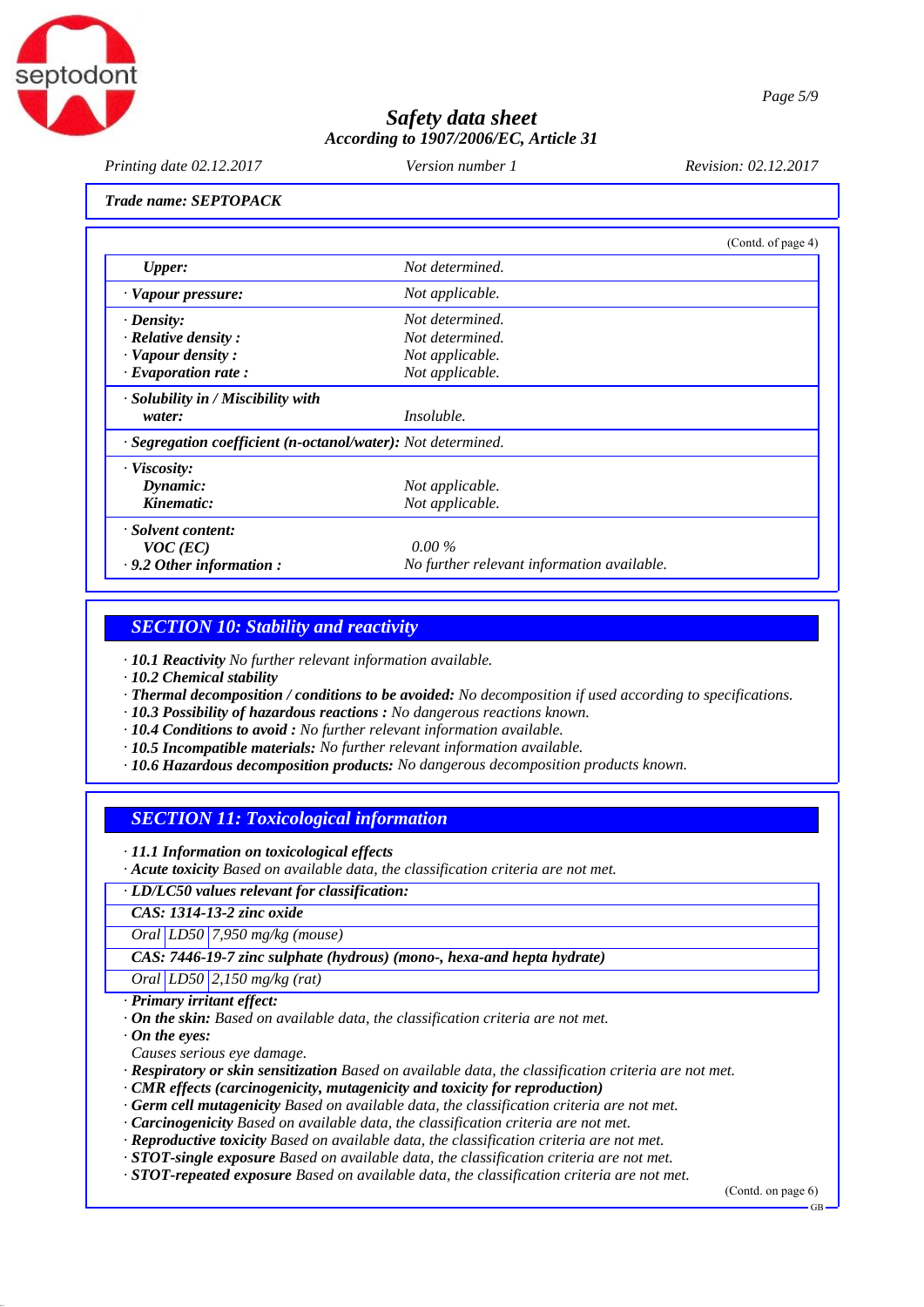**Trade name: SEPTOPACK**

(Contd. of page 4)

| | |
|---|---|
| **Upper:** | Not determined. |
| · **Vapour pressure:** | Not applicable. |
| · **Density:** | Not determined. |
| · **Relative density :** | Not determined. |
| · **Vapour density :** | Not applicable. |
| · **Evaporation rate :** | Not applicable. |
| · **Solubility in / Miscibility with water:** | Insoluble. |
| · **Segregation coefficient (n-octanol/water):** | Not determined. |
| · **Viscosity:** | |
| **Dynamic:** | Not applicable. |
| **Kinematic:** | Not applicable. |
| · **Solvent content:** | |
| **VOC (EC)** | 0.00 % |
| · **9.2 Other information :** | No further relevant information available. |

## SECTION 10: Stability and reactivity

· **10.1 Reactivity** No further relevant information available.
· **10.2 Chemical stability**
· **Thermal decomposition / conditions to be avoided:** No decomposition if used according to specifications.
· **10.3 Possibility of hazardous reactions :** No dangerous reactions known.
· **10.4 Conditions to avoid :** No further relevant information available.
· **10.5 Incompatible materials:** No further relevant information available.
· **10.6 Hazardous decomposition products:** No dangerous decomposition products known.

## SECTION 11: Toxicological information

· **11.1 Information on toxicological effects**
· **Acute toxicity** Based on available data, the classification criteria are not met.

| · **LD/LC50 values relevant for classification:** | | |
|---|---|---|
| **CAS: 1314-13-2 zinc oxide** | | |
| Oral | LD50 | 7,950 mg/kg (mouse) |
| **CAS: 7446-19-7 zinc sulphate (hydrous) (mono-, hexa-and hepta hydrate)** | | |
| Oral | LD50 | 2,150 mg/kg (rat) |

· **Primary irritant effect:**
· **On the skin:** Based on available data, the classification criteria are not met.
· **On the eyes:**
Causes serious eye damage.
· **Respiratory or skin sensitization** Based on available data, the classification criteria are not met.
· **CMR effects (carcinogenicity, mutagenicity and toxicity for reproduction)**
· **Germ cell mutagenicity** Based on available data, the classification criteria are not met.
· **Carcinogenicity** Based on available data, the classification criteria are not met.
· **Reproductive toxicity** Based on available data, the classification criteria are not met.
· **STOT-single exposure** Based on available data, the classification criteria are not met.
· **STOT-repeated exposure** Based on available data, the classification criteria are not met.

(Contd. on page 6)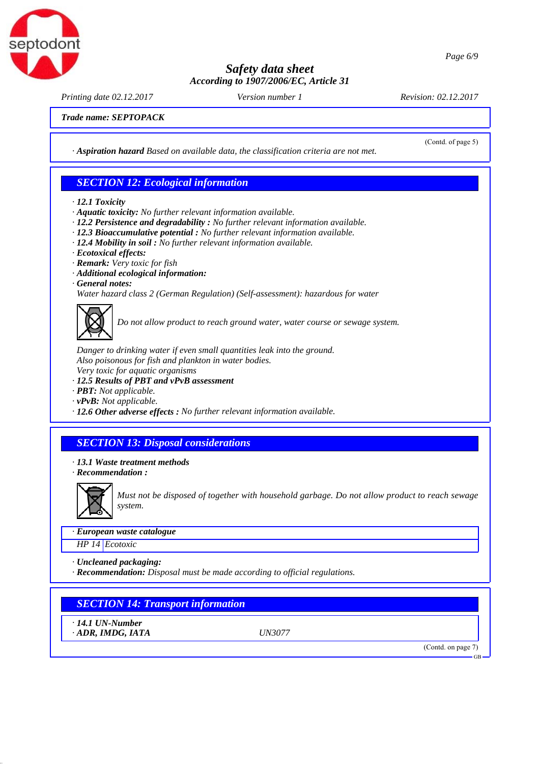**Trade name: SEPTOPACK**

(Contd. of page 5)

· **Aspiration hazard** Based on available data, the classification criteria are not met.

## SECTION 12: Ecological information

· **12.1 Toxicity**
· **Aquatic toxicity:** No further relevant information available.
· **12.2 Persistence and degradability :** No further relevant information available.
· **12.3 Bioaccumulative potential :** No further relevant information available.
· **12.4 Mobility in soil :** No further relevant information available.
· **Ecotoxical effects:**
· **Remark:** Very toxic for fish
· **Additional ecological information:**
· **General notes:**
Water hazard class 2 (German Regulation) (Self-assessment): hazardous for water

Do not allow product to reach ground water, water course or sewage system.

Danger to drinking water if even small quantities leak into the ground.
Also poisonous for fish and plankton in water bodies.
Very toxic for aquatic organisms
· **12.5 Results of PBT and vPvB assessment**
· **PBT:** Not applicable.
· **vPvB:** Not applicable.
· **12.6 Other adverse effects :** No further relevant information available.

## SECTION 13: Disposal considerations

· **13.1 Waste treatment methods**
· **Recommendation :**

Must not be disposed of together with household garbage. Do not allow product to reach sewage system.

· **European waste catalogue**

| HP 14 | Ecotoxic |
|---|---|

· **Uncleaned packaging:**
· **Recommendation:** Disposal must be made according to official regulations.

## SECTION 14: Transport information

· **14.1 UN-Number**
· **ADR, IMDG, IATA** UN3077

(Contd. on page 7)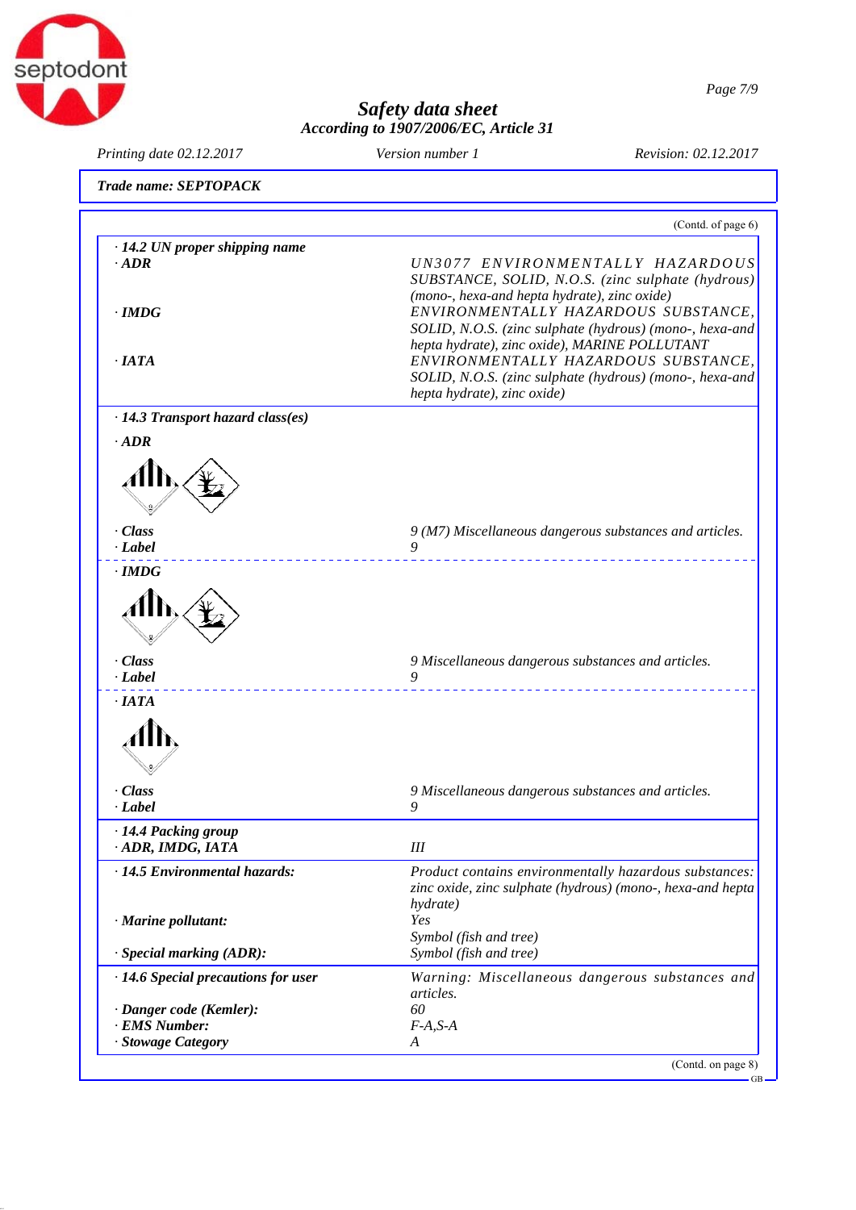**Safety data sheet**
**According to 1907/2006/EC, Article 31**

Printing date 02.12.2017 — Version number 1 — Revision: 02.12.2017

**Trade name: SEPTOPACK**

(Contd. of page 6)

**· 14.2 UN proper shipping name**

| | |
|---|---|
| **· ADR** | UN3077 ENVIRONMENTALLY HAZARDOUS SUBSTANCE, SOLID, N.O.S. (zinc sulphate (hydrous) (mono-, hexa-and hepta hydrate), zinc oxide) |
| **· IMDG** | ENVIRONMENTALLY HAZARDOUS SUBSTANCE, SOLID, N.O.S. (zinc sulphate (hydrous) (mono-, hexa-and hepta hydrate), zinc oxide), MARINE POLLUTANT |
| **· IATA** | ENVIRONMENTALLY HAZARDOUS SUBSTANCE, SOLID, N.O.S. (zinc sulphate (hydrous) (mono-, hexa-and hepta hydrate), zinc oxide) |

**· 14.3 Transport hazard class(es)**

**· ADR**

| | |
|---|---|
| **· Class** | 9 (M7) Miscellaneous dangerous substances and articles. |
| **· Label** | 9 |

**· IMDG**

| | |
|---|---|
| **· Class** | 9 Miscellaneous dangerous substances and articles. |
| **· Label** | 9 |

**· IATA**

| | |
|---|---|
| **· Class** | 9 Miscellaneous dangerous substances and articles. |
| **· Label** | 9 |

**· 14.4 Packing group**

| | |
|---|---|
| **· ADR, IMDG, IATA** | III |

| | |
|---|---|
| **· 14.5 Environmental hazards:** | Product contains environmentally hazardous substances: zinc oxide, zinc sulphate (hydrous) (mono-, hexa-and hepta hydrate) |
| **· Marine pollutant:** | Yes<br>Symbol (fish and tree) |
| **· Special marking (ADR):** | Symbol (fish and tree) |

| | |
|---|---|
| **· 14.6 Special precautions for user** | Warning: Miscellaneous dangerous substances and articles. |
| **· Danger code (Kemler):** | 60 |
| **· EMS Number:** | F-A,S-A |
| **· Stowage Category** | A |

(Contd. on page 8)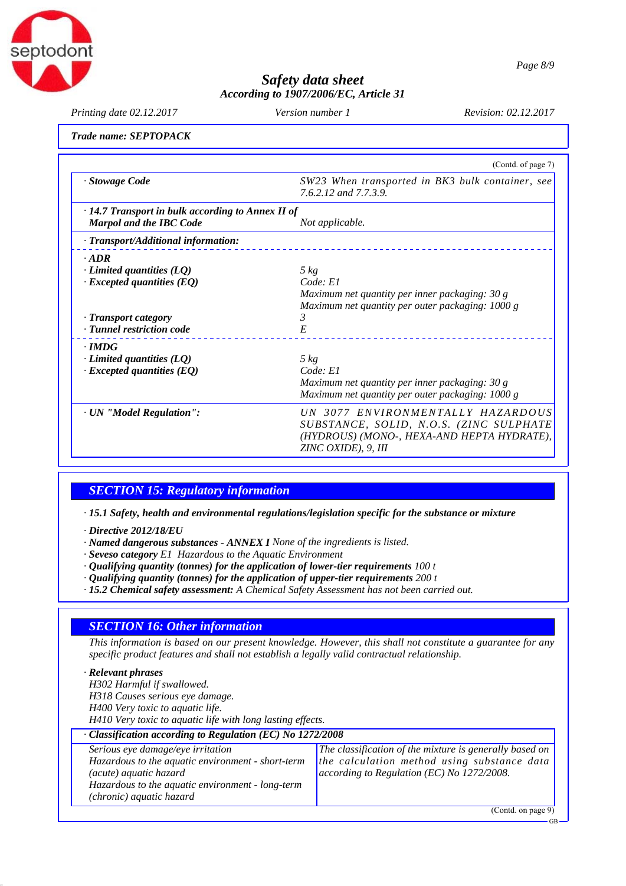**Trade name: SEPTOPACK**

(Contd. of page 7)

| | |
|---|---|
| · **Stowage Code** | *SW23 When transported in BK3 bulk container, see 7.6.2.12 and 7.7.3.9.* |
| · **14.7 Transport in bulk according to Annex II of Marpol and the IBC Code** | *Not applicable.* |
| · **Transport/Additional information:** | |
| · **ADR** | |
| · **Limited quantities (LQ)** | *5 kg* |
| · **Excepted quantities (EQ)** | *Code: E1*<br>*Maximum net quantity per inner packaging: 30 g*<br>*Maximum net quantity per outer packaging: 1000 g* |
| · **Transport category** | *3* |
| · **Tunnel restriction code** | *E* |
| · **IMDG** | |
| · **Limited quantities (LQ)** | *5 kg* |
| · **Excepted quantities (EQ)** | *Code: E1*<br>*Maximum net quantity per inner packaging: 30 g*<br>*Maximum net quantity per outer packaging: 1000 g* |
| · **UN "Model Regulation":** | *UN 3077 ENVIRONMENTALLY HAZARDOUS SUBSTANCE, SOLID, N.O.S. (ZINC SULPHATE (HYDROUS) (MONO-, HEXA-AND HEPTA HYDRATE), ZINC OXIDE), 9, III* |

## SECTION 15: Regulatory information

· **15.1 Safety, health and environmental regulations/legislation specific for the substance or mixture**

· **Directive 2012/18/EU**
· **Named dangerous substances - ANNEX I** *None of the ingredients is listed.*
· **Seveso category** *E1 Hazardous to the Aquatic Environment*
· **Qualifying quantity (tonnes) for the application of lower-tier requirements** *100 t*
· **Qualifying quantity (tonnes) for the application of upper-tier requirements** *200 t*
· **15.2 Chemical safety assessment:** *A Chemical Safety Assessment has not been carried out.*

## SECTION 16: Other information

*This information is based on our present knowledge. However, this shall not constitute a guarantee for any specific product features and shall not establish a legally valid contractual relationship.*

· **Relevant phrases**
*H302 Harmful if swallowed.*
*H318 Causes serious eye damage.*
*H400 Very toxic to aquatic life.*
*H410 Very toxic to aquatic life with long lasting effects.*

| · **Classification according to Regulation (EC) No 1272/2008** | |
|---|---|
| *Serious eye damage/eye irritation*<br>*Hazardous to the aquatic environment - short-term (acute) aquatic hazard*<br>*Hazardous to the aquatic environment - long-term (chronic) aquatic hazard* | *The classification of the mixture is generally based on the calculation method using substance data according to Regulation (EC) No 1272/2008.* |

(Contd. on page 9)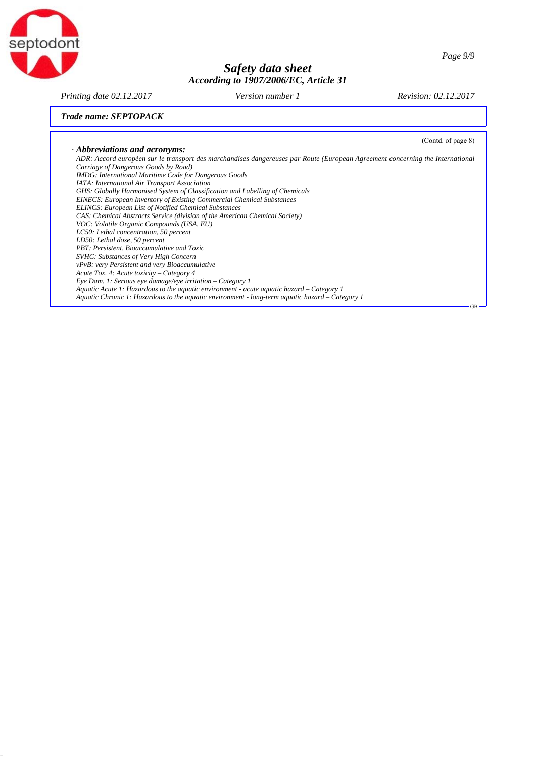(Contd. of page 8)

· ***Abbreviations and acronyms:***

*ADR: Accord européen sur le transport des marchandises dangereuses par Route (European Agreement concerning the International Carriage of Dangerous Goods by Road)*
*IMDG: International Maritime Code for Dangerous Goods*
*IATA: International Air Transport Association*
*GHS: Globally Harmonised System of Classification and Labelling of Chemicals*
*EINECS: European Inventory of Existing Commercial Chemical Substances*
*ELINCS: European List of Notified Chemical Substances*
*CAS: Chemical Abstracts Service (division of the American Chemical Society)*
*VOC: Volatile Organic Compounds (USA, EU)*
*LC50: Lethal concentration, 50 percent*
*LD50: Lethal dose, 50 percent*
*PBT: Persistent, Bioaccumulative and Toxic*
*SVHC: Substances of Very High Concern*
*vPvB: very Persistent and very Bioaccumulative*
*Acute Tox. 4: Acute toxicity – Category 4*
*Eye Dam. 1: Serious eye damage/eye irritation – Category 1*
*Aquatic Acute 1: Hazardous to the aquatic environment - acute aquatic hazard – Category 1*
*Aquatic Chronic 1: Hazardous to the aquatic environment - long-term aquatic hazard – Category 1*

GB